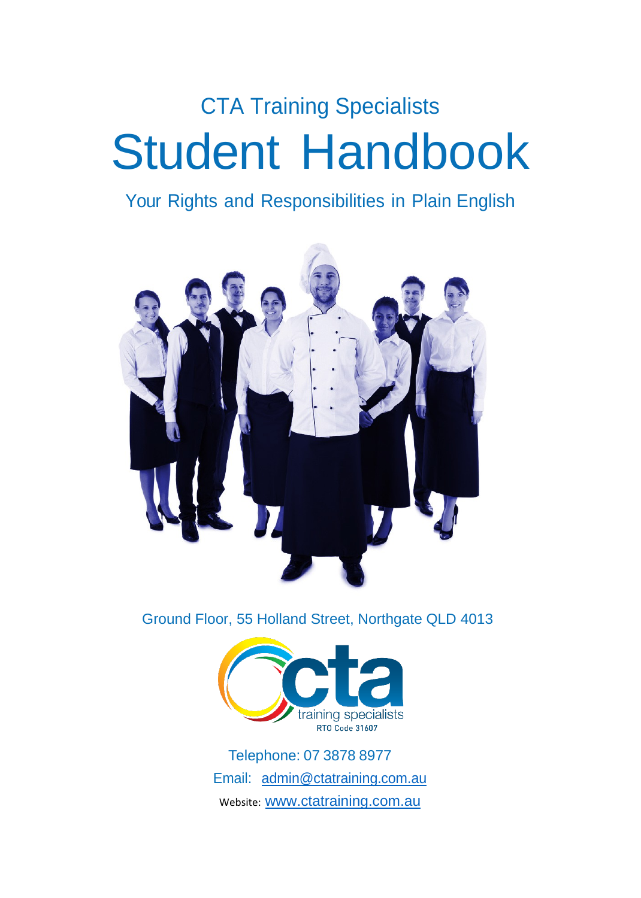CTA Training Specialists

# Student Handbook

## Your Rights and Responsibilities in Plain English

Ground Floor, 55 Holland Street, Northgate QLD 4013

cta training specialists
RTO Code 31607

Telephone: 07 3878 8977

Email: admin@ctatraining.com.au

Website: www.ctatraining.com.au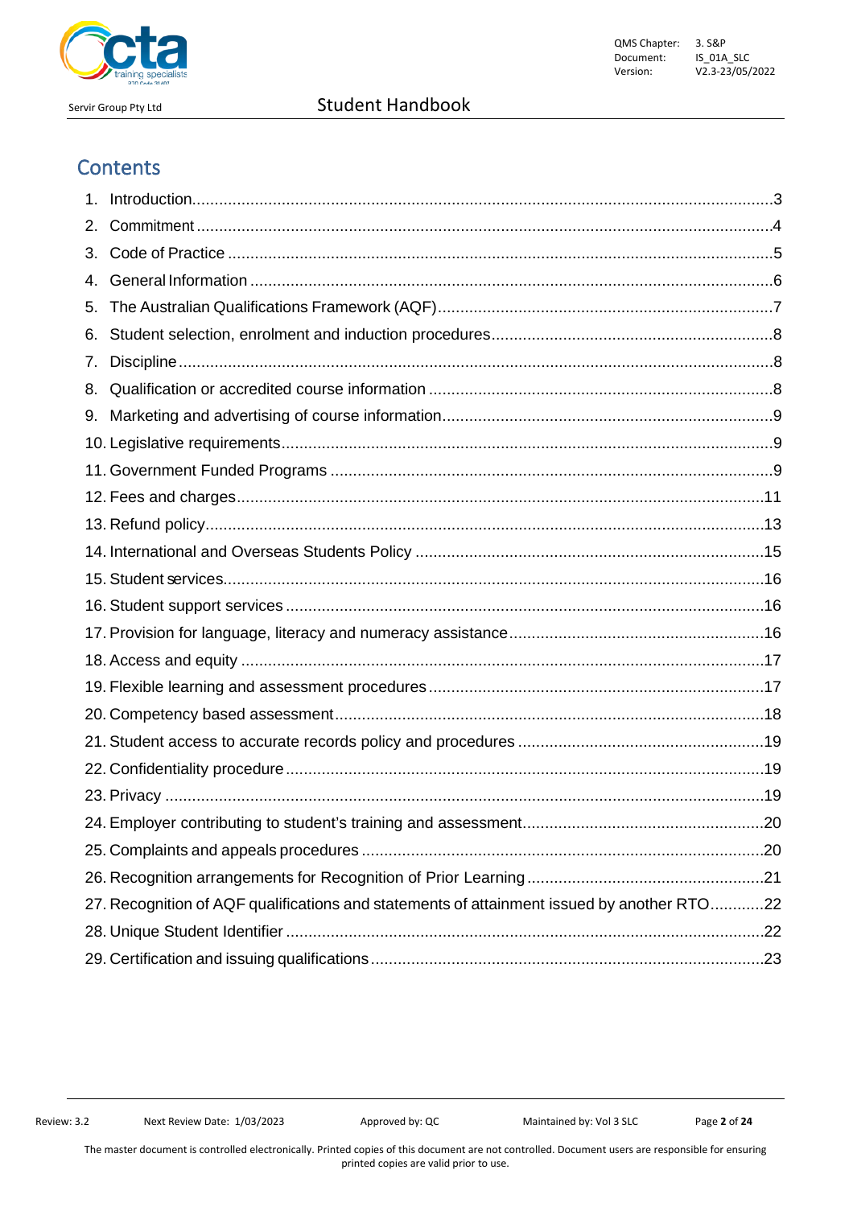## Contents

1. Introduction....3
2. Commitment....4
3. Code of Practice....5
4. General Information....6
5. The Australian Qualifications Framework (AQF)....7
6. Student selection, enrolment and induction procedures....8
7. Discipline....8
8. Qualification or accredited course information....8
9. Marketing and advertising of course information....9
10. Legislative requirements....9
11. Government Funded Programs....9
12. Fees and charges....11
13. Refund policy....13
14. International and Overseas Students Policy....15
15. Student services....16
16. Student support services....16
17. Provision for language, literacy and numeracy assistance....16
18. Access and equity....17
19. Flexible learning and assessment procedures....17
20. Competency based assessment....18
21. Student access to accurate records policy and procedures....19
22. Confidentiality procedure....19
23. Privacy....19
24. Employer contributing to student's training and assessment....20
25. Complaints and appeals procedures....20
26. Recognition arrangements for Recognition of Prior Learning....21
27. Recognition of AQF qualifications and statements of attainment issued by another RTO....22
28. Unique Student Identifier....22
29. Certification and issuing qualifications....23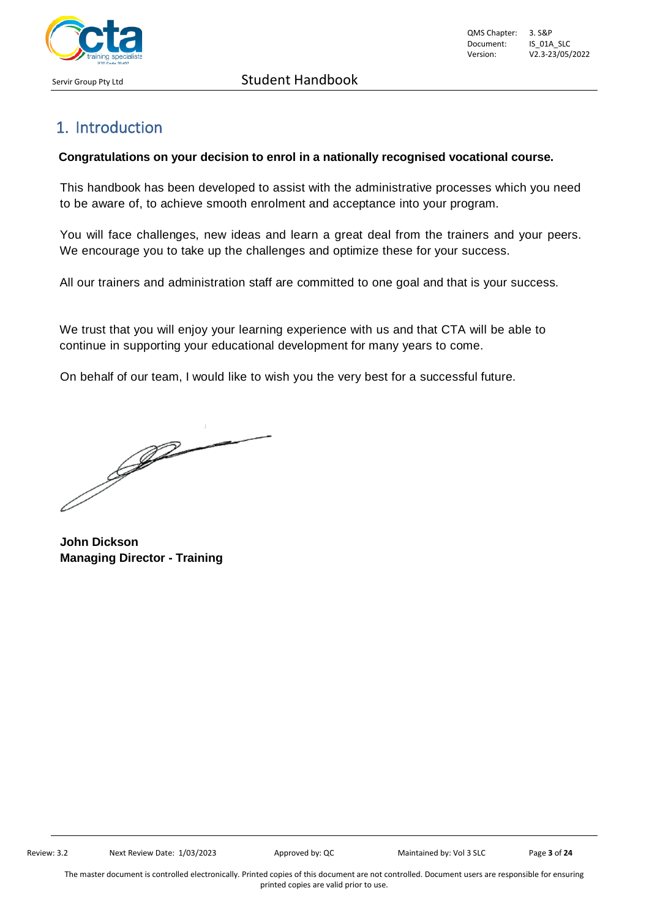# 1. Introduction

**Congratulations on your decision to enrol in a nationally recognised vocational course.**

This handbook has been developed to assist with the administrative processes which you need to be aware of, to achieve smooth enrolment and acceptance into your program.

You will face challenges, new ideas and learn a great deal from the trainers and your peers. We encourage you to take up the challenges and optimize these for your success.

All our trainers and administration staff are committed to one goal and that is your success.

We trust that you will enjoy your learning experience with us and that CTA will be able to continue in supporting your educational development for many years to come.

On behalf of our team, I would like to wish you the very best for a successful future.

**John Dickson**
**Managing Director - Training**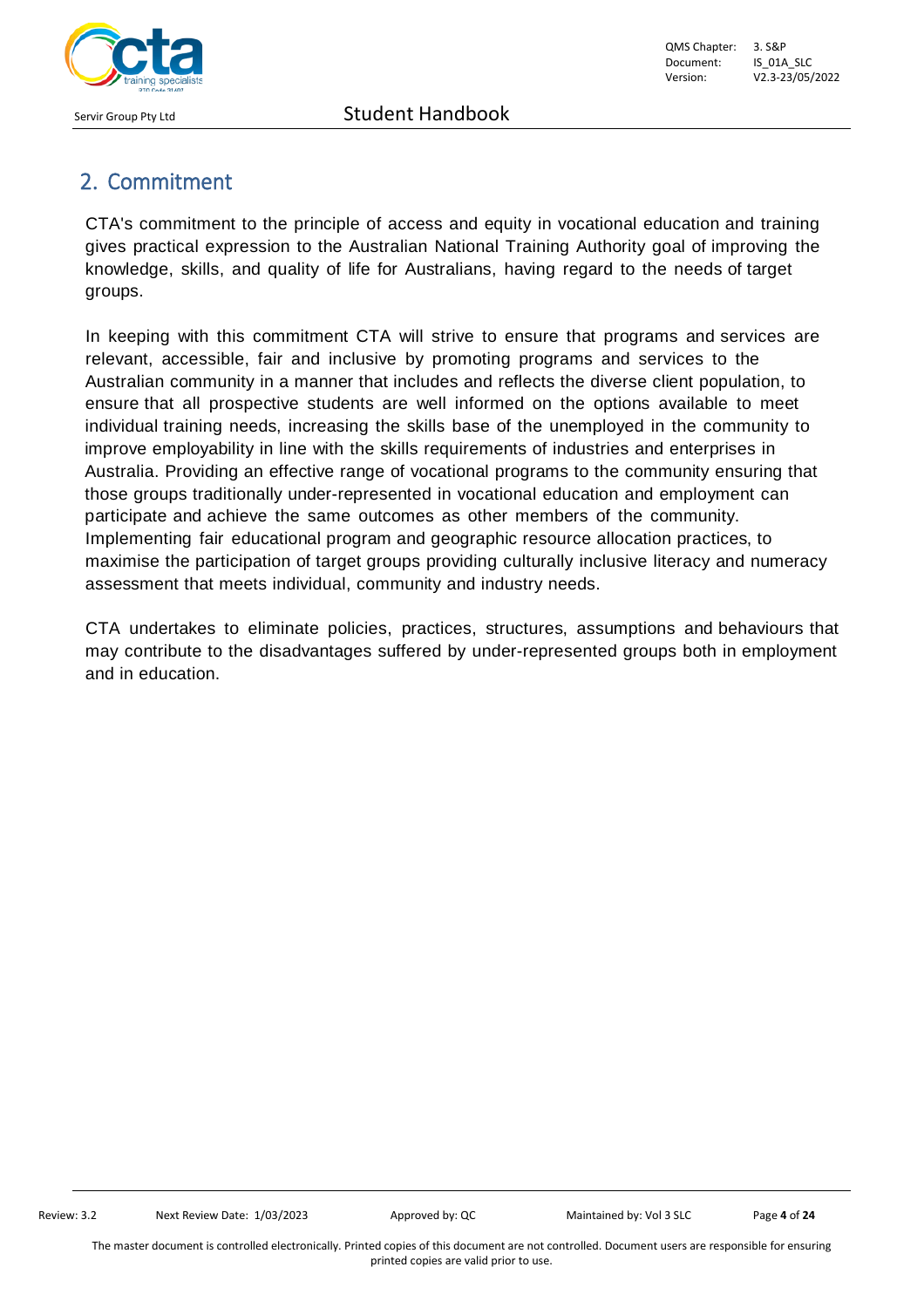## 2. Commitment

CTA's commitment to the principle of access and equity in vocational education and training gives practical expression to the Australian National Training Authority goal of improving the knowledge, skills, and quality of life for Australians, having regard to the needs of target groups.

In keeping with this commitment CTA will strive to ensure that programs and services are relevant, accessible, fair and inclusive by promoting programs and services to the Australian community in a manner that includes and reflects the diverse client population, to ensure that all prospective students are well informed on the options available to meet individual training needs, increasing the skills base of the unemployed in the community to improve employability in line with the skills requirements of industries and enterprises in Australia. Providing an effective range of vocational programs to the community ensuring that those groups traditionally under-represented in vocational education and employment can participate and achieve the same outcomes as other members of the community. Implementing fair educational program and geographic resource allocation practices, to maximise the participation of target groups providing culturally inclusive literacy and numeracy assessment that meets individual, community and industry needs.

CTA undertakes to eliminate policies, practices, structures, assumptions and behaviours that may contribute to the disadvantages suffered by under-represented groups both in employment and in education.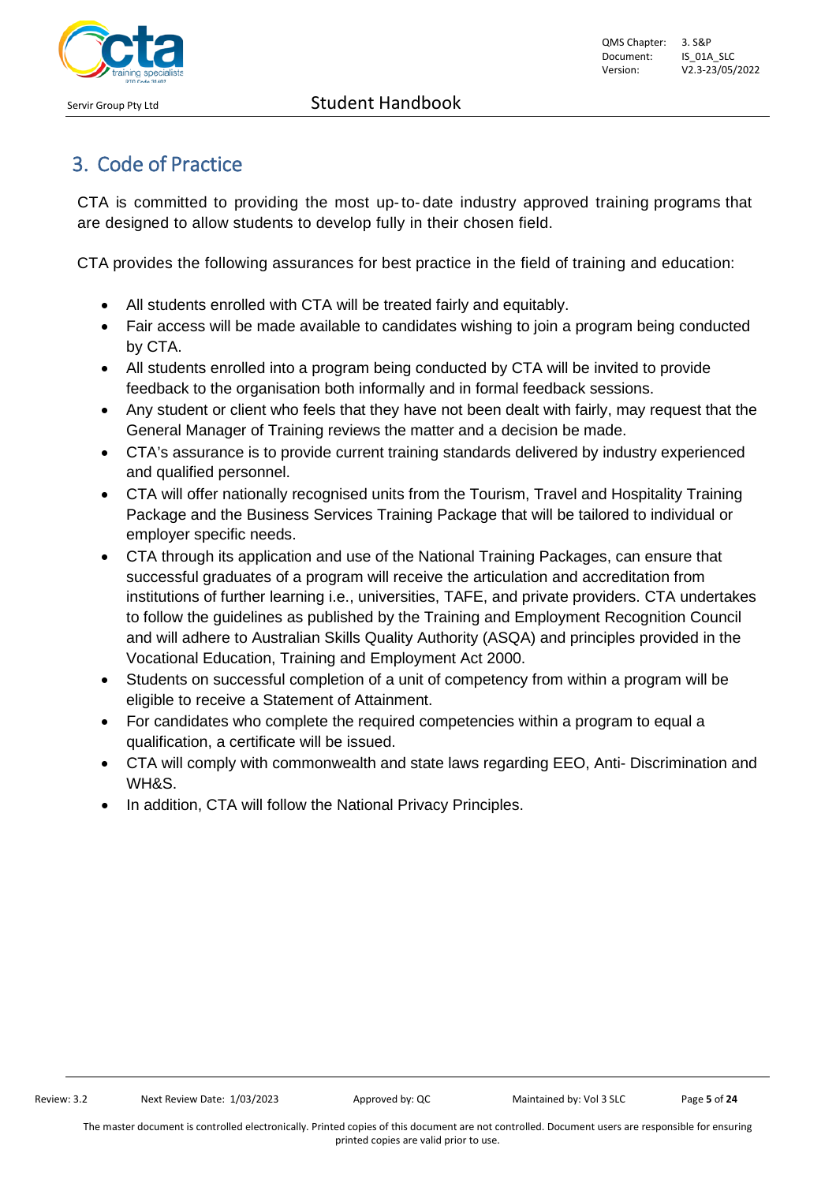# 3. Code of Practice

CTA is committed to providing the most up-to-date industry approved training programs that are designed to allow students to develop fully in their chosen field.

CTA provides the following assurances for best practice in the field of training and education:

- All students enrolled with CTA will be treated fairly and equitably.
- Fair access will be made available to candidates wishing to join a program being conducted by CTA.
- All students enrolled into a program being conducted by CTA will be invited to provide feedback to the organisation both informally and in formal feedback sessions.
- Any student or client who feels that they have not been dealt with fairly, may request that the General Manager of Training reviews the matter and a decision be made.
- CTA's assurance is to provide current training standards delivered by industry experienced and qualified personnel.
- CTA will offer nationally recognised units from the Tourism, Travel and Hospitality Training Package and the Business Services Training Package that will be tailored to individual or employer specific needs.
- CTA through its application and use of the National Training Packages, can ensure that successful graduates of a program will receive the articulation and accreditation from institutions of further learning i.e., universities, TAFE, and private providers. CTA undertakes to follow the guidelines as published by the Training and Employment Recognition Council and will adhere to Australian Skills Quality Authority (ASQA) and principles provided in the Vocational Education, Training and Employment Act 2000.
- Students on successful completion of a unit of competency from within a program will be eligible to receive a Statement of Attainment.
- For candidates who complete the required competencies within a program to equal a qualification, a certificate will be issued.
- CTA will comply with commonwealth and state laws regarding EEO, Anti- Discrimination and WH&S.
- In addition, CTA will follow the National Privacy Principles.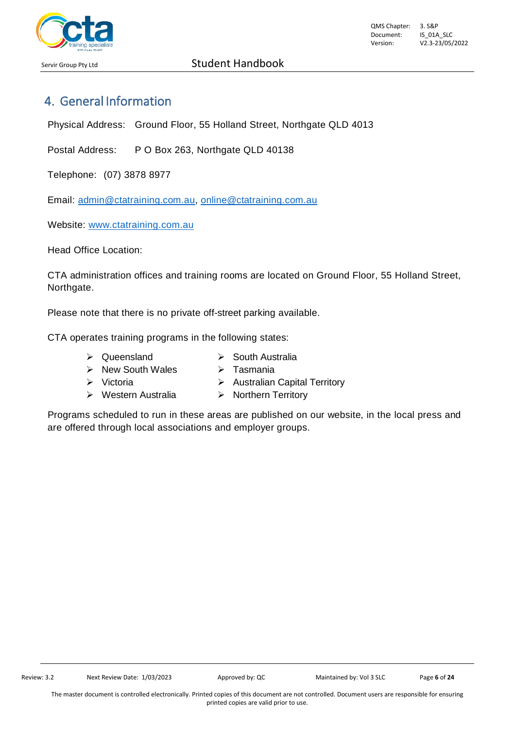## 4. General Information

Physical Address: Ground Floor, 55 Holland Street, Northgate QLD 4013

Postal Address: P O Box 263, Northgate QLD 40138

Telephone: (07) 3878 8977

Email: admin@ctatraining.com.au, online@ctatraining.com.au

Website: www.ctatraining.com.au

Head Office Location:

CTA administration offices and training rooms are located on Ground Floor, 55 Holland Street, Northgate.

Please note that there is no private off-street parking available.

CTA operates training programs in the following states:

- Queensland
- New South Wales
- Victoria
- Western Australia
- South Australia
- Tasmania
- Australian Capital Territory
- Northern Territory

Programs scheduled to run in these areas are published on our website, in the local press and are offered through local associations and employer groups.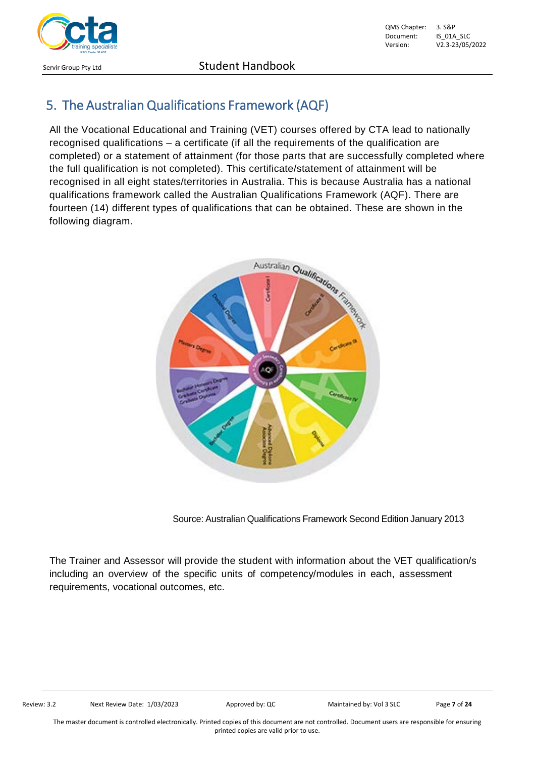## 5. The Australian Qualifications Framework (AQF)

All the Vocational Educational and Training (VET) courses offered by CTA lead to nationally recognised qualifications – a certificate (if all the requirements of the qualification are completed) or a statement of attainment (for those parts that are successfully completed where the full qualification is not completed). This certificate/statement of attainment will be recognised in all eight states/territories in Australia. This is because Australia has a national qualifications framework called the Australian Qualifications Framework (AQF). There are fourteen (14) different types of qualifications that can be obtained. These are shown in the following diagram.

Source: Australian Qualifications Framework Second Edition January 2013

The Trainer and Assessor will provide the student with information about the VET qualification/s including an overview of the specific units of competency/modules in each, assessment requirements, vocational outcomes, etc.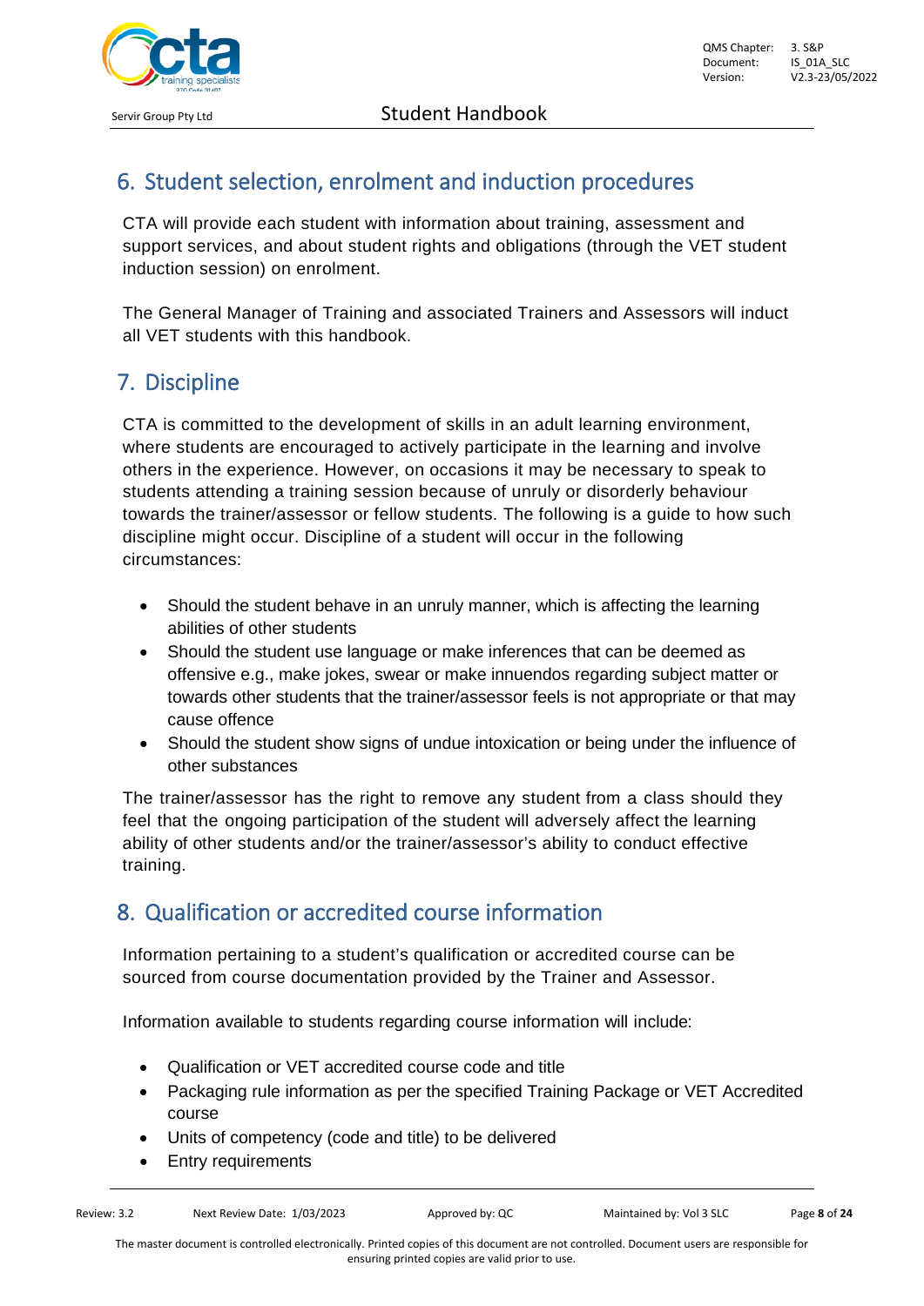## 6. Student selection, enrolment and induction procedures

CTA will provide each student with information about training, assessment and support services, and about student rights and obligations (through the VET student induction session) on enrolment.

The General Manager of Training and associated Trainers and Assessors will induct all VET students with this handbook.

## 7. Discipline

CTA is committed to the development of skills in an adult learning environment, where students are encouraged to actively participate in the learning and involve others in the experience. However, on occasions it may be necessary to speak to students attending a training session because of unruly or disorderly behaviour towards the trainer/assessor or fellow students. The following is a guide to how such discipline might occur. Discipline of a student will occur in the following circumstances:

- Should the student behave in an unruly manner, which is affecting the learning abilities of other students
- Should the student use language or make inferences that can be deemed as offensive e.g., make jokes, swear or make innuendos regarding subject matter or towards other students that the trainer/assessor feels is not appropriate or that may cause offence
- Should the student show signs of undue intoxication or being under the influence of other substances

The trainer/assessor has the right to remove any student from a class should they feel that the ongoing participation of the student will adversely affect the learning ability of other students and/or the trainer/assessor's ability to conduct effective training.

## 8. Qualification or accredited course information

Information pertaining to a student's qualification or accredited course can be sourced from course documentation provided by the Trainer and Assessor.

Information available to students regarding course information will include:

- Qualification or VET accredited course code and title
- Packaging rule information as per the specified Training Package or VET Accredited course
- Units of competency (code and title) to be delivered
- Entry requirements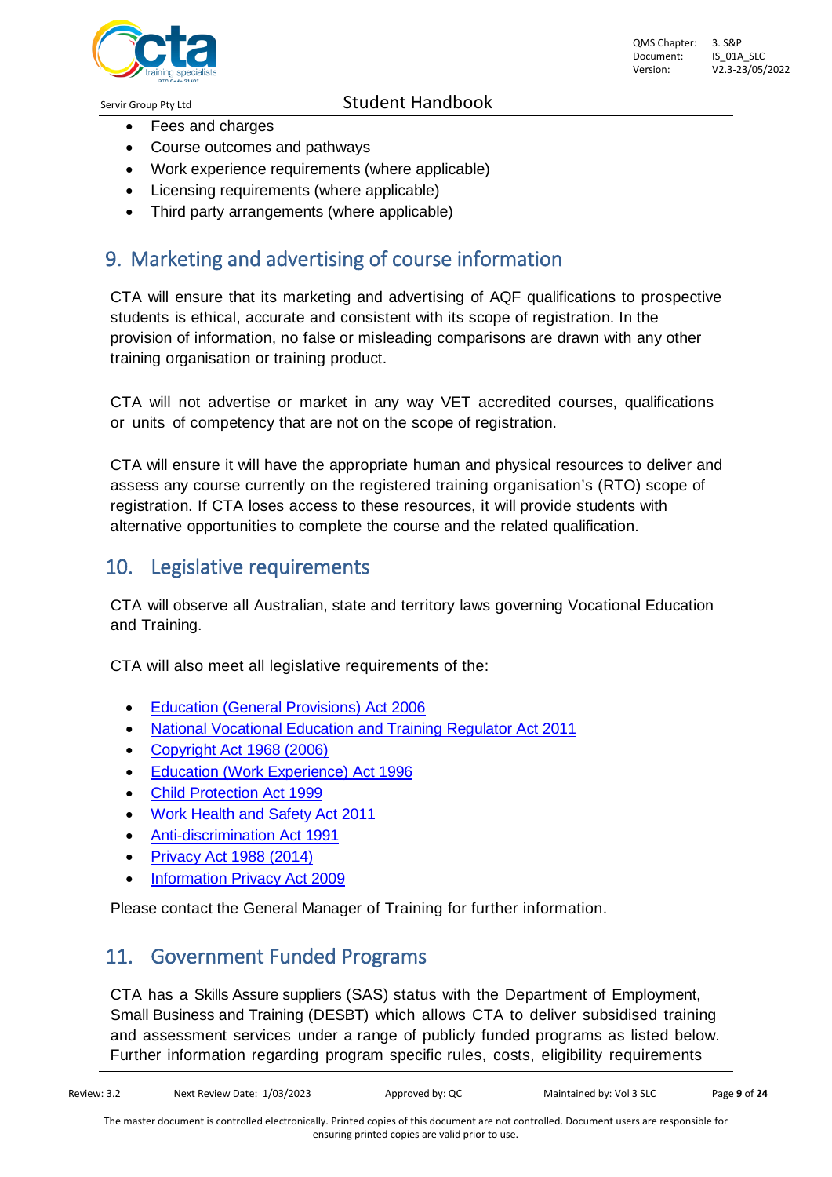- Fees and charges
- Course outcomes and pathways
- Work experience requirements (where applicable)
- Licensing requirements (where applicable)
- Third party arrangements (where applicable)

## 9. Marketing and advertising of course information

CTA will ensure that its marketing and advertising of AQF qualifications to prospective students is ethical, accurate and consistent with its scope of registration. In the provision of information, no false or misleading comparisons are drawn with any other training organisation or training product.

CTA will not advertise or market in any way VET accredited courses, qualifications or units of competency that are not on the scope of registration.

CTA will ensure it will have the appropriate human and physical resources to deliver and assess any course currently on the registered training organisation's (RTO) scope of registration. If CTA loses access to these resources, it will provide students with alternative opportunities to complete the course and the related qualification.

## 10. Legislative requirements

CTA will observe all Australian, state and territory laws governing Vocational Education and Training.

CTA will also meet all legislative requirements of the:

- Education (General Provisions) Act 2006
- National Vocational Education and Training Regulator Act 2011
- Copyright Act 1968 (2006)
- Education (Work Experience) Act 1996
- Child Protection Act 1999
- Work Health and Safety Act 2011
- Anti-discrimination Act 1991
- Privacy Act 1988 (2014)
- Information Privacy Act 2009

Please contact the General Manager of Training for further information.

## 11. Government Funded Programs

CTA has a Skills Assure suppliers (SAS) status with the Department of Employment, Small Business and Training (DESBT) which allows CTA to deliver subsidised training and assessment services under a range of publicly funded programs as listed below. Further information regarding program specific rules, costs, eligibility requirements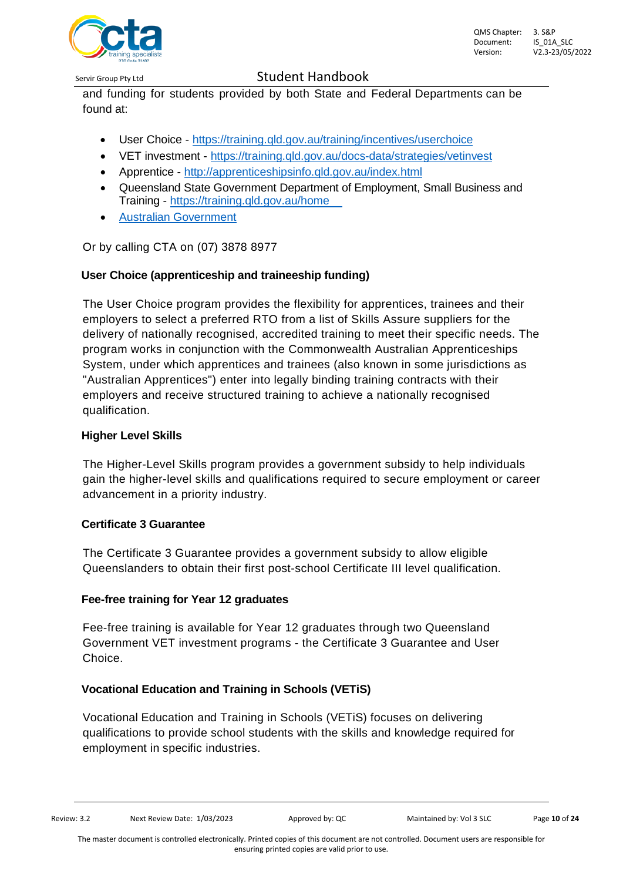and funding for students provided by both State and Federal Departments can be found at:

- User Choice - https://training.qld.gov.au/training/incentives/userchoice
- VET investment - https://training.qld.gov.au/docs-data/strategies/vetinvest
- Apprentice - http://apprenticeshipsinfo.qld.gov.au/index.html
- Queensland State Government Department of Employment, Small Business and Training - https://training.qld.gov.au/home
- Australian Government

Or by calling CTA on (07) 3878 8977

### User Choice (apprenticeship and traineeship funding)

The User Choice program provides the flexibility for apprentices, trainees and their employers to select a preferred RTO from a list of Skills Assure suppliers for the delivery of nationally recognised, accredited training to meet their specific needs. The program works in conjunction with the Commonwealth Australian Apprenticeships System, under which apprentices and trainees (also known in some jurisdictions as "Australian Apprentices") enter into legally binding training contracts with their employers and receive structured training to achieve a nationally recognised qualification.

### Higher Level Skills

The Higher-Level Skills program provides a government subsidy to help individuals gain the higher-level skills and qualifications required to secure employment or career advancement in a priority industry.

### Certificate 3 Guarantee

The Certificate 3 Guarantee provides a government subsidy to allow eligible Queenslanders to obtain their first post-school Certificate III level qualification.

### Fee-free training for Year 12 graduates

Fee-free training is available for Year 12 graduates through two Queensland Government VET investment programs - the Certificate 3 Guarantee and User Choice.

### Vocational Education and Training in Schools (VETiS)

Vocational Education and Training in Schools (VETiS) focuses on delivering qualifications to provide school students with the skills and knowledge required for employment in specific industries.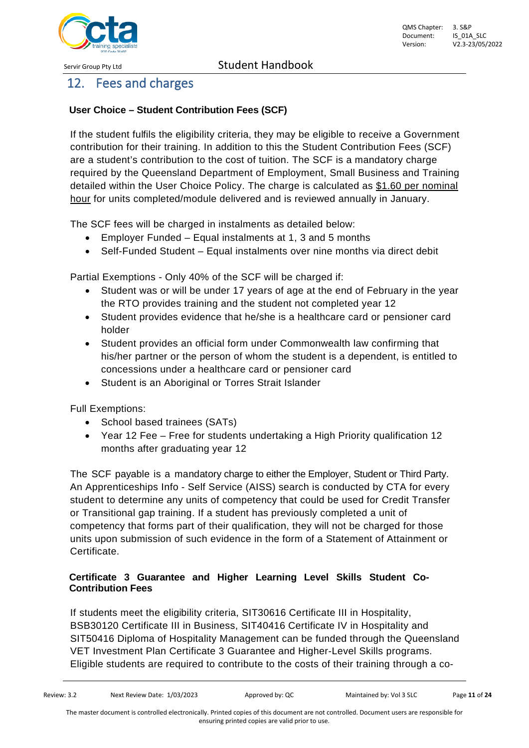## 12. Fees and charges

**User Choice – Student Contribution Fees (SCF)**

If the student fulfils the eligibility criteria, they may be eligible to receive a Government contribution for their training. In addition to this the Student Contribution Fees (SCF) are a student's contribution to the cost of tuition. The SCF is a mandatory charge required by the Queensland Department of Employment, Small Business and Training detailed within the User Choice Policy. The charge is calculated as <u>$1.60 per nominal hour</u> for units completed/module delivered and is reviewed annually in January.

The SCF fees will be charged in instalments as detailed below:

- Employer Funded – Equal instalments at 1, 3 and 5 months
- Self-Funded Student – Equal instalments over nine months via direct debit

Partial Exemptions - Only 40% of the SCF will be charged if:

- Student was or will be under 17 years of age at the end of February in the year the RTO provides training and the student not completed year 12
- Student provides evidence that he/she is a healthcare card or pensioner card holder
- Student provides an official form under Commonwealth law confirming that his/her partner or the person of whom the student is a dependent, is entitled to concessions under a healthcare card or pensioner card
- Student is an Aboriginal or Torres Strait Islander

Full Exemptions:

- School based trainees (SATs)
- Year 12 Fee – Free for students undertaking a High Priority qualification 12 months after graduating year 12

The SCF payable is a mandatory charge to either the Employer, Student or Third Party. An Apprenticeships Info - Self Service (AISS) search is conducted by CTA for every student to determine any units of competency that could be used for Credit Transfer or Transitional gap training. If a student has previously completed a unit of competency that forms part of their qualification, they will not be charged for those units upon submission of such evidence in the form of a Statement of Attainment or Certificate.

**Certificate 3 Guarantee and Higher Learning Level Skills Student Co-Contribution Fees**

If students meet the eligibility criteria, SIT30616 Certificate III in Hospitality, BSB30120 Certificate III in Business, SIT40416 Certificate IV in Hospitality and SIT50416 Diploma of Hospitality Management can be funded through the Queensland VET Investment Plan Certificate 3 Guarantee and Higher-Level Skills programs. Eligible students are required to contribute to the costs of their training through a co-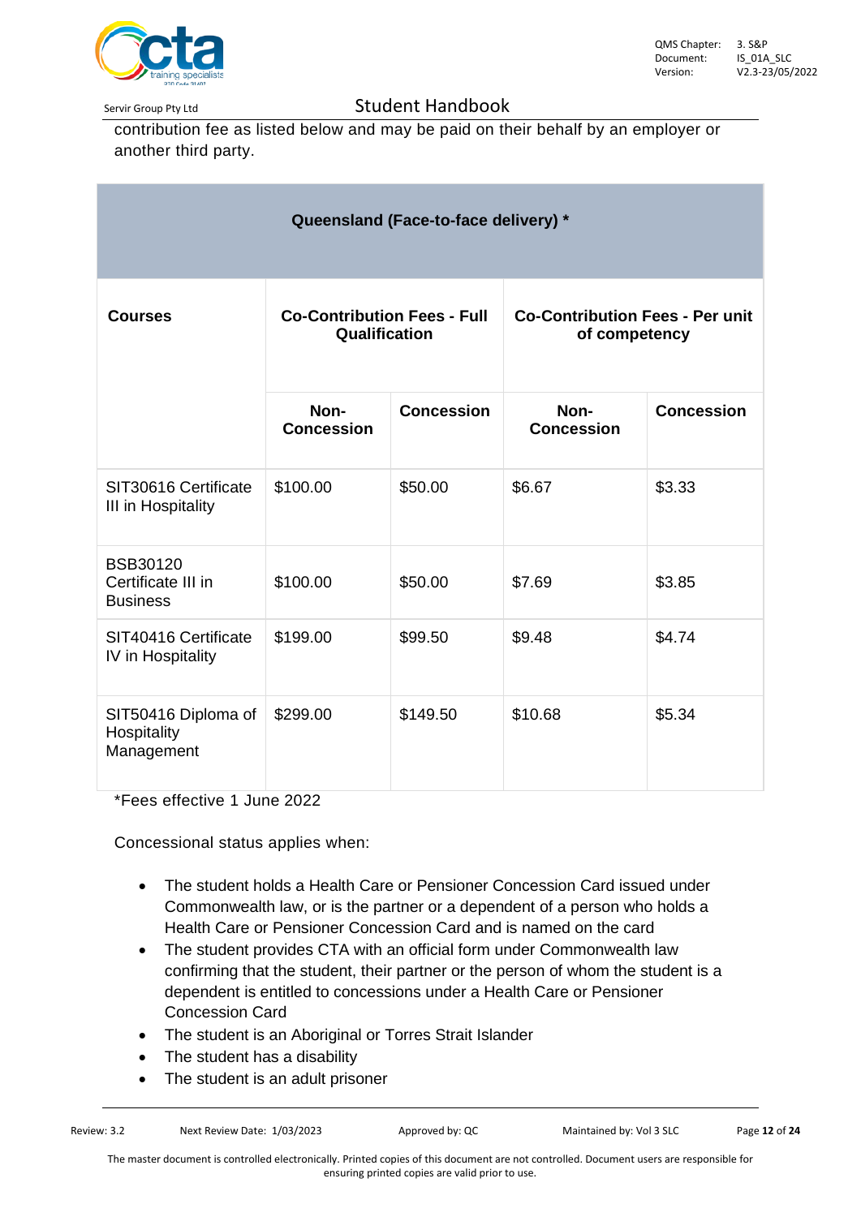contribution fee as listed below and may be paid on their behalf by an employer or another third party.

| Queensland (Face-to-face delivery) * | | | | |
|---|---|---|---|---|
| **Courses** | **Co-Contribution Fees - Full Qualification** | | **Co-Contribution Fees - Per unit of competency** | |
| | **Non-Concession** | **Concession** | **Non-Concession** | **Concession** |
| SIT30616 Certificate III in Hospitality | $100.00 | $50.00 | $6.67 | $3.33 |
| BSB30120 Certificate III in Business | $100.00 | $50.00 | $7.69 | $3.85 |
| SIT40416 Certificate IV in Hospitality | $199.00 | $99.50 | $9.48 | $4.74 |
| SIT50416 Diploma of Hospitality Management | $299.00 | $149.50 | $10.68 | $5.34 |

*Fees effective 1 June 2022

Concessional status applies when:

- The student holds a Health Care or Pensioner Concession Card issued under Commonwealth law, or is the partner or a dependent of a person who holds a Health Care or Pensioner Concession Card and is named on the card
- The student provides CTA with an official form under Commonwealth law confirming that the student, their partner or the person of whom the student is a dependent is entitled to concessions under a Health Care or Pensioner Concession Card
- The student is an Aboriginal or Torres Strait Islander
- The student has a disability
- The student is an adult prisoner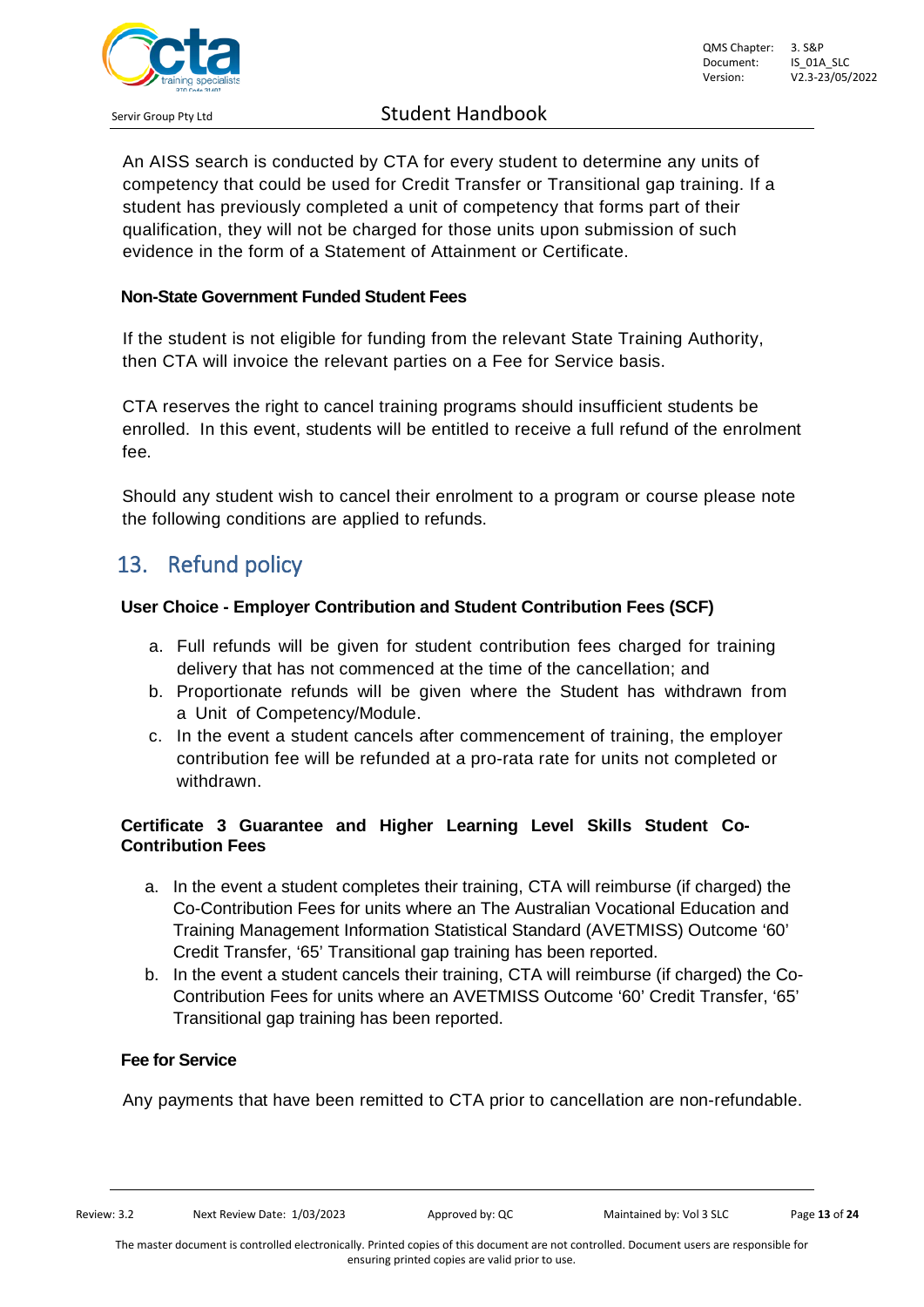An AISS search is conducted by CTA for every student to determine any units of competency that could be used for Credit Transfer or Transitional gap training. If a student has previously completed a unit of competency that forms part of their qualification, they will not be charged for those units upon submission of such evidence in the form of a Statement of Attainment or Certificate.

**Non-State Government Funded Student Fees**

If the student is not eligible for funding from the relevant State Training Authority, then CTA will invoice the relevant parties on a Fee for Service basis.

CTA reserves the right to cancel training programs should insufficient students be enrolled. In this event, students will be entitled to receive a full refund of the enrolment fee.

Should any student wish to cancel their enrolment to a program or course please note the following conditions are applied to refunds.

## 13. Refund policy

**User Choice - Employer Contribution and Student Contribution Fees (SCF)**

a. Full refunds will be given for student contribution fees charged for training delivery that has not commenced at the time of the cancellation; and
b. Proportionate refunds will be given where the Student has withdrawn from a Unit of Competency/Module.
c. In the event a student cancels after commencement of training, the employer contribution fee will be refunded at a pro-rata rate for units not completed or withdrawn.

**Certificate 3 Guarantee and Higher Learning Level Skills Student Co-Contribution Fees**

a. In the event a student completes their training, CTA will reimburse (if charged) the Co-Contribution Fees for units where an The Australian Vocational Education and Training Management Information Statistical Standard (AVETMISS) Outcome '60' Credit Transfer, '65' Transitional gap training has been reported.
b. In the event a student cancels their training, CTA will reimburse (if charged) the Co-Contribution Fees for units where an AVETMISS Outcome '60' Credit Transfer, '65' Transitional gap training has been reported.

**Fee for Service**

Any payments that have been remitted to CTA prior to cancellation are non-refundable.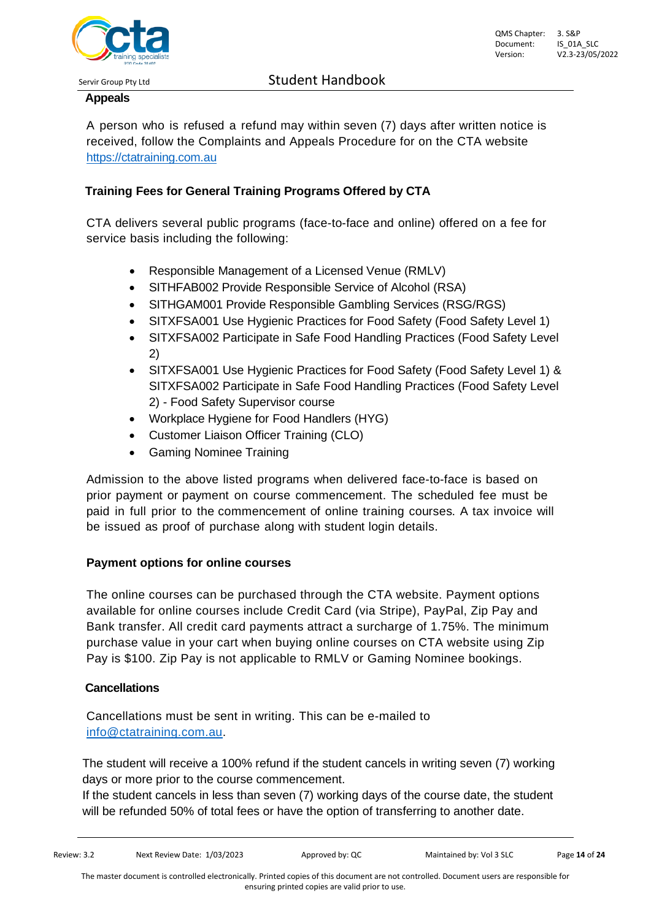## Appeals

A person who is refused a refund may within seven (7) days after written notice is received, follow the Complaints and Appeals Procedure for on the CTA website https://ctatraining.com.au

## Training Fees for General Training Programs Offered by CTA

CTA delivers several public programs (face-to-face and online) offered on a fee for service basis including the following:

- Responsible Management of a Licensed Venue (RMLV)
- SITHFAB002 Provide Responsible Service of Alcohol (RSA)
- SITHGAM001 Provide Responsible Gambling Services (RSG/RGS)
- SITXFSA001 Use Hygienic Practices for Food Safety (Food Safety Level 1)
- SITXFSA002 Participate in Safe Food Handling Practices (Food Safety Level 2)
- SITXFSA001 Use Hygienic Practices for Food Safety (Food Safety Level 1) & SITXFSA002 Participate in Safe Food Handling Practices (Food Safety Level 2) - Food Safety Supervisor course
- Workplace Hygiene for Food Handlers (HYG)
- Customer Liaison Officer Training (CLO)
- Gaming Nominee Training

Admission to the above listed programs when delivered face-to-face is based on prior payment or payment on course commencement. The scheduled fee must be paid in full prior to the commencement of online training courses. A tax invoice will be issued as proof of purchase along with student login details.

## Payment options for online courses

The online courses can be purchased through the CTA website. Payment options available for online courses include Credit Card (via Stripe), PayPal, Zip Pay and Bank transfer. All credit card payments attract a surcharge of 1.75%. The minimum purchase value in your cart when buying online courses on CTA website using Zip Pay is $100. Zip Pay is not applicable to RMLV or Gaming Nominee bookings.

## Cancellations

Cancellations must be sent in writing. This can be e-mailed to info@ctatraining.com.au.

The student will receive a 100% refund if the student cancels in writing seven (7) working days or more prior to the course commencement.
If the student cancels in less than seven (7) working days of the course date, the student will be refunded 50% of total fees or have the option of transferring to another date.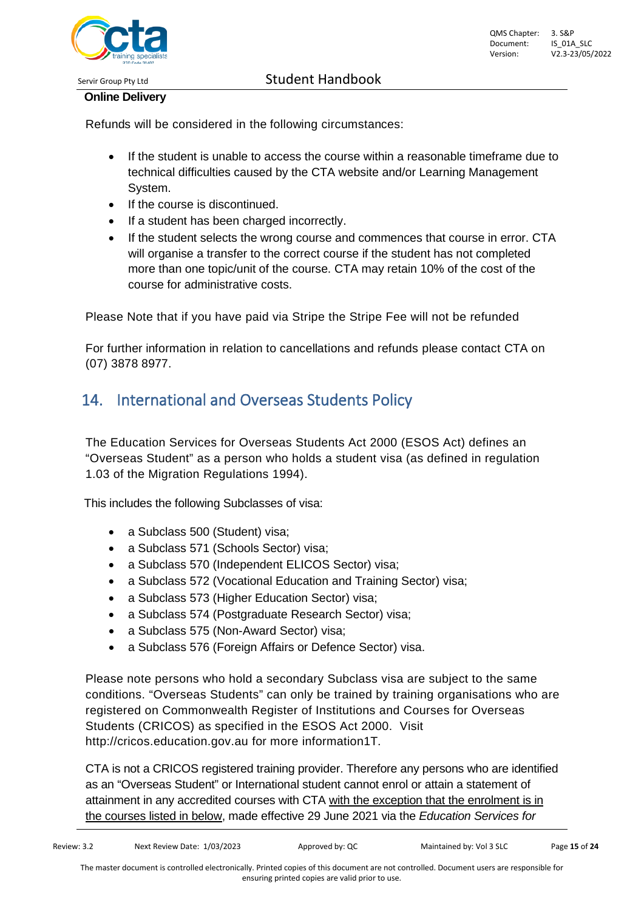**Online Delivery**

Refunds will be considered in the following circumstances:

- If the student is unable to access the course within a reasonable timeframe due to technical difficulties caused by the CTA website and/or Learning Management System.
- If the course is discontinued.
- If a student has been charged incorrectly.
- If the student selects the wrong course and commences that course in error. CTA will organise a transfer to the correct course if the student has not completed more than one topic/unit of the course. CTA may retain 10% of the cost of the course for administrative costs.

Please Note that if you have paid via Stripe the Stripe Fee will not be refunded

For further information in relation to cancellations and refunds please contact CTA on (07) 3878 8977.

## 14. International and Overseas Students Policy

The Education Services for Overseas Students Act 2000 (ESOS Act) defines an "Overseas Student" as a person who holds a student visa (as defined in regulation 1.03 of the Migration Regulations 1994).

This includes the following Subclasses of visa:

- a Subclass 500 (Student) visa;
- a Subclass 571 (Schools Sector) visa;
- a Subclass 570 (Independent ELICOS Sector) visa;
- a Subclass 572 (Vocational Education and Training Sector) visa;
- a Subclass 573 (Higher Education Sector) visa;
- a Subclass 574 (Postgraduate Research Sector) visa;
- a Subclass 575 (Non-Award Sector) visa;
- a Subclass 576 (Foreign Affairs or Defence Sector) visa.

Please note persons who hold a secondary Subclass visa are subject to the same conditions. "Overseas Students" can only be trained by training organisations who are registered on Commonwealth Register of Institutions and Courses for Overseas Students (CRICOS) as specified in the ESOS Act 2000. Visit http://cricos.education.gov.au for more information1T.

CTA is not a CRICOS registered training provider. Therefore any persons who are identified as an "Overseas Student" or International student cannot enrol or attain a statement of attainment in any accredited courses with CTA with the exception that the enrolment is in the courses listed in below, made effective 29 June 2021 via the *Education Services for*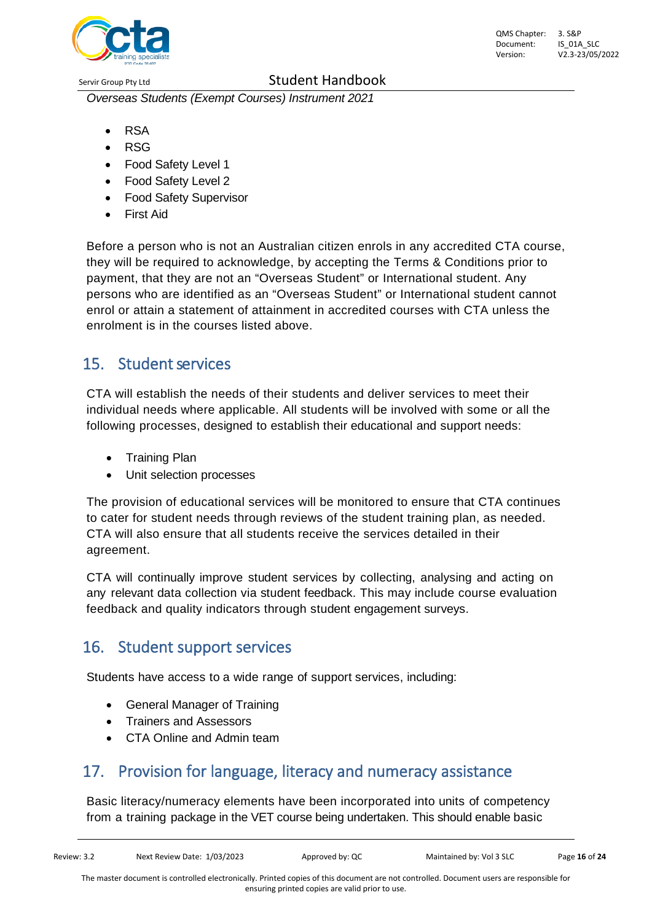*Overseas Students (Exempt Courses) Instrument 2021*

- RSA
- RSG
- Food Safety Level 1
- Food Safety Level 2
- Food Safety Supervisor
- First Aid

Before a person who is not an Australian citizen enrols in any accredited CTA course, they will be required to acknowledge, by accepting the Terms & Conditions prior to payment, that they are not an “Overseas Student” or International student. Any persons who are identified as an “Overseas Student” or International student cannot enrol or attain a statement of attainment in accredited courses with CTA unless the enrolment is in the courses listed above.

## 15. Student services

CTA will establish the needs of their students and deliver services to meet their individual needs where applicable. All students will be involved with some or all the following processes, designed to establish their educational and support needs:

- Training Plan
- Unit selection processes

The provision of educational services will be monitored to ensure that CTA continues to cater for student needs through reviews of the student training plan, as needed. CTA will also ensure that all students receive the services detailed in their agreement.

CTA will continually improve student services by collecting, analysing and acting on any relevant data collection via student feedback. This may include course evaluation feedback and quality indicators through student engagement surveys.

## 16. Student support services

Students have access to a wide range of support services, including:

- General Manager of Training
- Trainers and Assessors
- CTA Online and Admin team

## 17. Provision for language, literacy and numeracy assistance

Basic literacy/numeracy elements have been incorporated into units of competency from a training package in the VET course being undertaken. This should enable basic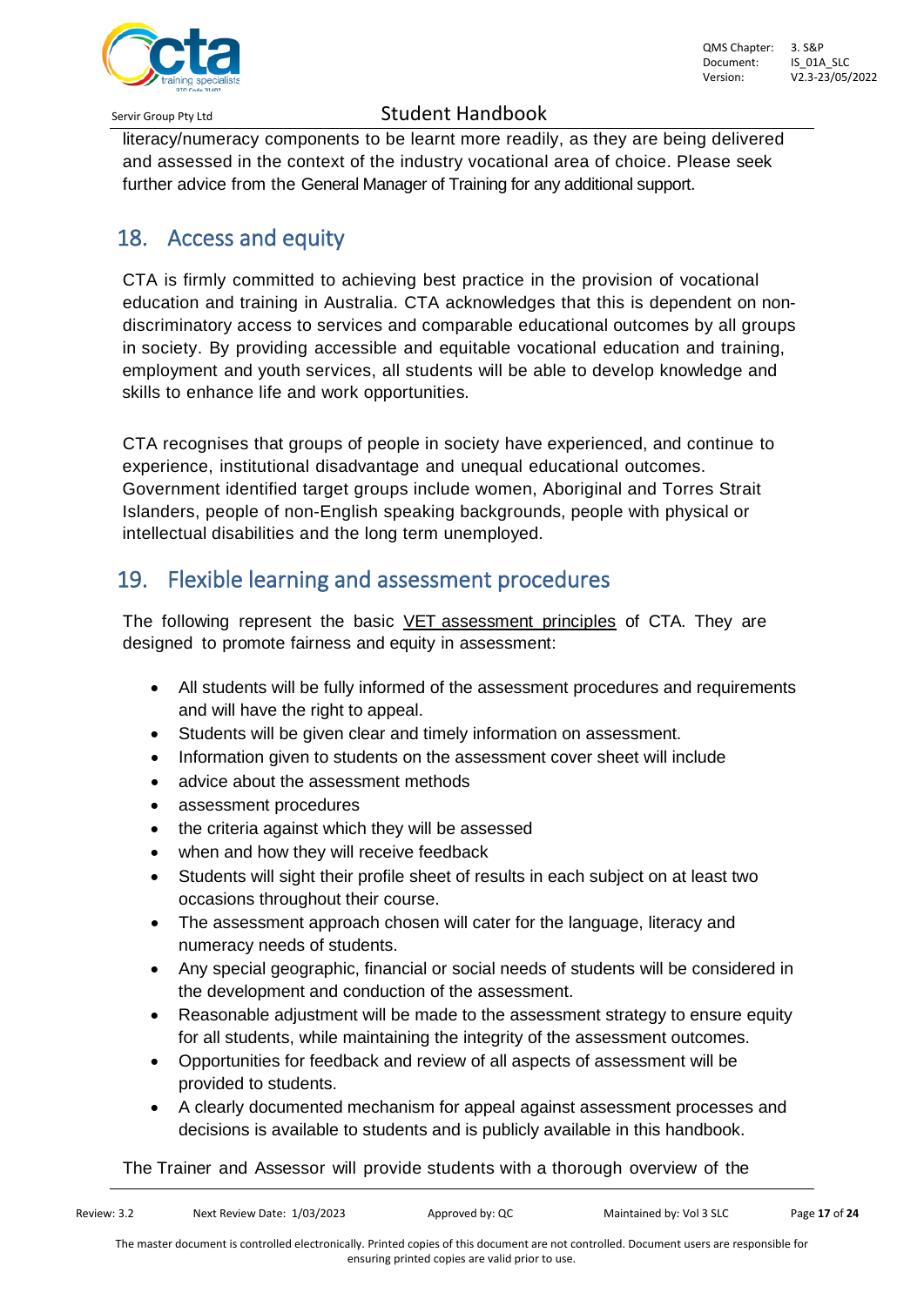literacy/numeracy components to be learnt more readily, as they are being delivered and assessed in the context of the industry vocational area of choice. Please seek further advice from the General Manager of Training for any additional support.

## 18. Access and equity

CTA is firmly committed to achieving best practice in the provision of vocational education and training in Australia. CTA acknowledges that this is dependent on non-discriminatory access to services and comparable educational outcomes by all groups in society. By providing accessible and equitable vocational education and training, employment and youth services, all students will be able to develop knowledge and skills to enhance life and work opportunities.

CTA recognises that groups of people in society have experienced, and continue to experience, institutional disadvantage and unequal educational outcomes. Government identified target groups include women, Aboriginal and Torres Strait Islanders, people of non-English speaking backgrounds, people with physical or intellectual disabilities and the long term unemployed.

## 19. Flexible learning and assessment procedures

The following represent the basic VET assessment principles of CTA. They are designed to promote fairness and equity in assessment:

- All students will be fully informed of the assessment procedures and requirements and will have the right to appeal.
- Students will be given clear and timely information on assessment.
- Information given to students on the assessment cover sheet will include
- advice about the assessment methods
- assessment procedures
- the criteria against which they will be assessed
- when and how they will receive feedback
- Students will sight their profile sheet of results in each subject on at least two occasions throughout their course.
- The assessment approach chosen will cater for the language, literacy and numeracy needs of students.
- Any special geographic, financial or social needs of students will be considered in the development and conduction of the assessment.
- Reasonable adjustment will be made to the assessment strategy to ensure equity for all students, while maintaining the integrity of the assessment outcomes.
- Opportunities for feedback and review of all aspects of assessment will be provided to students.
- A clearly documented mechanism for appeal against assessment processes and decisions is available to students and is publicly available in this handbook.

The Trainer and Assessor will provide students with a thorough overview of the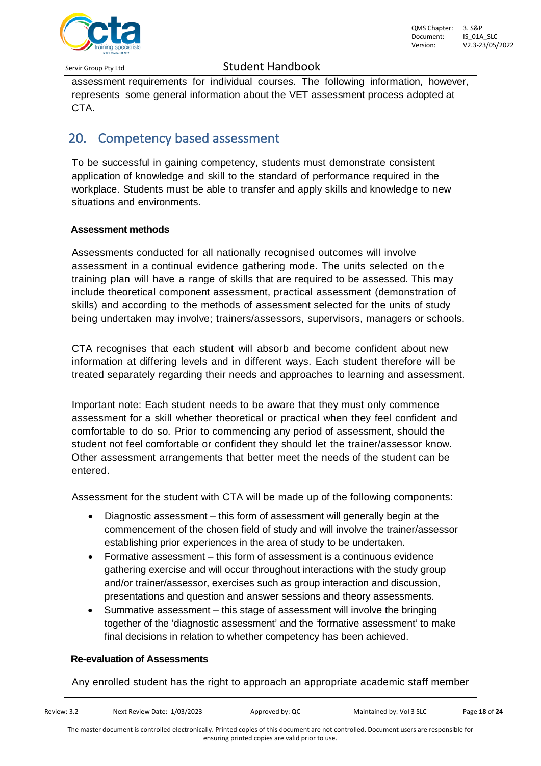assessment requirements for individual courses. The following information, however, represents some general information about the VET assessment process adopted at CTA.

## 20. Competency based assessment

To be successful in gaining competency, students must demonstrate consistent application of knowledge and skill to the standard of performance required in the workplace. Students must be able to transfer and apply skills and knowledge to new situations and environments.

**Assessment methods**

Assessments conducted for all nationally recognised outcomes will involve assessment in a continual evidence gathering mode. The units selected on the training plan will have a range of skills that are required to be assessed. This may include theoretical component assessment, practical assessment (demonstration of skills) and according to the methods of assessment selected for the units of study being undertaken may involve; trainers/assessors, supervisors, managers or schools.

CTA recognises that each student will absorb and become confident about new information at differing levels and in different ways. Each student therefore will be treated separately regarding their needs and approaches to learning and assessment.

Important note: Each student needs to be aware that they must only commence assessment for a skill whether theoretical or practical when they feel confident and comfortable to do so. Prior to commencing any period of assessment, should the student not feel comfortable or confident they should let the trainer/assessor know. Other assessment arrangements that better meet the needs of the student can be entered.

Assessment for the student with CTA will be made up of the following components:

- Diagnostic assessment – this form of assessment will generally begin at the commencement of the chosen field of study and will involve the trainer/assessor establishing prior experiences in the area of study to be undertaken.
- Formative assessment – this form of assessment is a continuous evidence gathering exercise and will occur throughout interactions with the study group and/or trainer/assessor, exercises such as group interaction and discussion, presentations and question and answer sessions and theory assessments.
- Summative assessment – this stage of assessment will involve the bringing together of the 'diagnostic assessment' and the 'formative assessment' to make final decisions in relation to whether competency has been achieved.

**Re-evaluation of Assessments**

Any enrolled student has the right to approach an appropriate academic staff member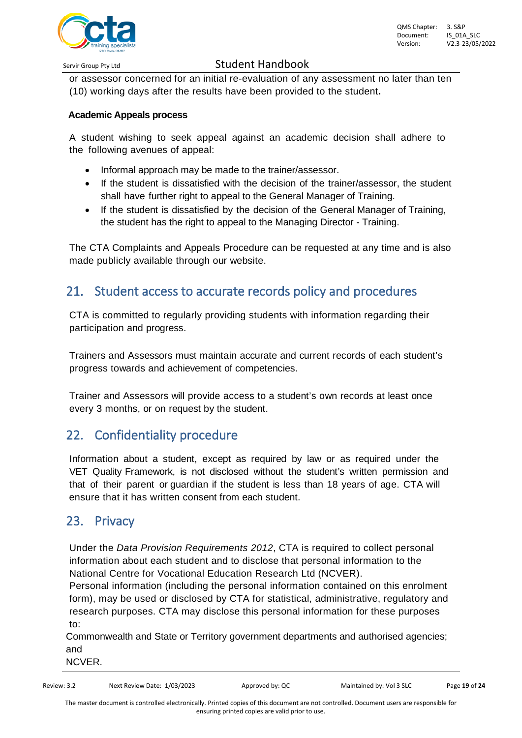or assessor concerned for an initial re-evaluation of any assessment no later than ten (10) working days after the results have been provided to the student**.**

**Academic Appeals process**

A student wishing to seek appeal against an academic decision shall adhere to the following avenues of appeal:

- Informal approach may be made to the trainer/assessor.
- If the student is dissatisfied with the decision of the trainer/assessor, the student shall have further right to appeal to the General Manager of Training.
- If the student is dissatisfied by the decision of the General Manager of Training, the student has the right to appeal to the Managing Director - Training.

The CTA Complaints and Appeals Procedure can be requested at any time and is also made publicly available through our website.

## 21. Student access to accurate records policy and procedures

CTA is committed to regularly providing students with information regarding their participation and progress.

Trainers and Assessors must maintain accurate and current records of each student's progress towards and achievement of competencies.

Trainer and Assessors will provide access to a student's own records at least once every 3 months, or on request by the student.

## 22. Confidentiality procedure

Information about a student, except as required by law or as required under the VET Quality Framework, is not disclosed without the student's written permission and that of their parent or guardian if the student is less than 18 years of age. CTA will ensure that it has written consent from each student.

## 23. Privacy

Under the *Data Provision Requirements 2012*, CTA is required to collect personal information about each student and to disclose that personal information to the National Centre for Vocational Education Research Ltd (NCVER).
Personal information (including the personal information contained on this enrolment form), may be used or disclosed by CTA for statistical, administrative, regulatory and research purposes. CTA may disclose this personal information for these purposes to:

Commonwealth and State or Territory government departments and authorised agencies; and

NCVER.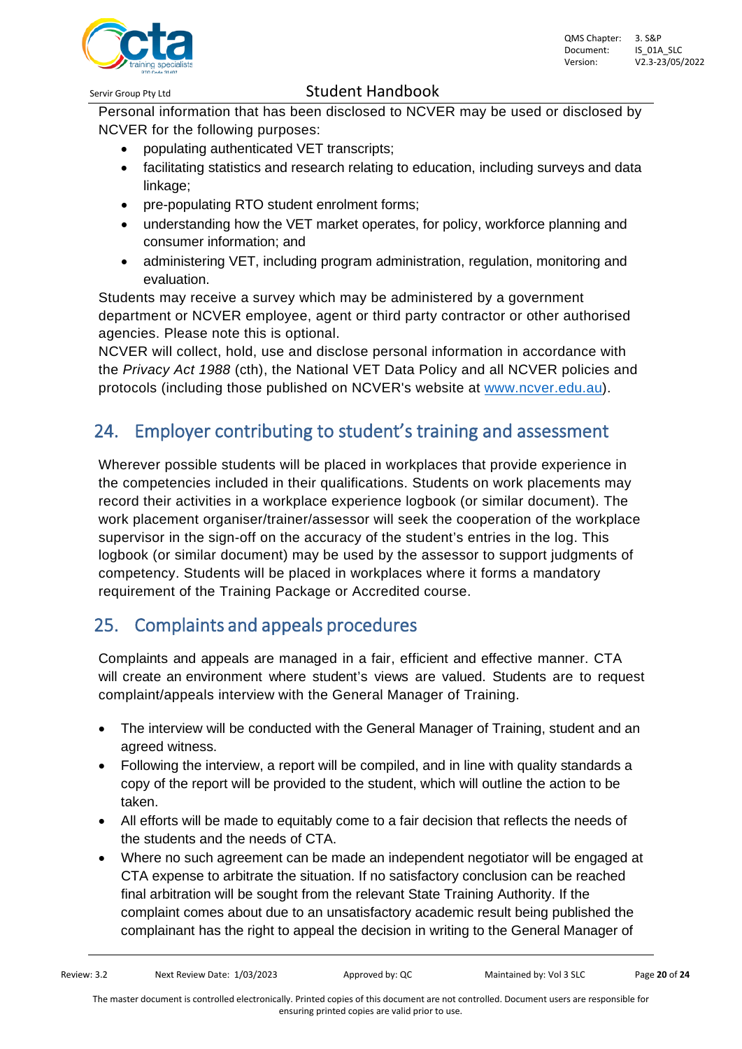Personal information that has been disclosed to NCVER may be used or disclosed by NCVER for the following purposes:

- populating authenticated VET transcripts;
- facilitating statistics and research relating to education, including surveys and data linkage;
- pre-populating RTO student enrolment forms;
- understanding how the VET market operates, for policy, workforce planning and consumer information; and
- administering VET, including program administration, regulation, monitoring and evaluation.

Students may receive a survey which may be administered by a government department or NCVER employee, agent or third party contractor or other authorised agencies. Please note this is optional.

NCVER will collect, hold, use and disclose personal information in accordance with the *Privacy Act 1988* (cth), the National VET Data Policy and all NCVER policies and protocols (including those published on NCVER's website at [www.ncver.edu.au](http://www.ncver.edu.au)).

## 24. Employer contributing to student's training and assessment

Wherever possible students will be placed in workplaces that provide experience in the competencies included in their qualifications. Students on work placements may record their activities in a workplace experience logbook (or similar document). The work placement organiser/trainer/assessor will seek the cooperation of the workplace supervisor in the sign-off on the accuracy of the student's entries in the log. This logbook (or similar document) may be used by the assessor to support judgments of competency. Students will be placed in workplaces where it forms a mandatory requirement of the Training Package or Accredited course.

## 25. Complaints and appeals procedures

Complaints and appeals are managed in a fair, efficient and effective manner. CTA will create an environment where student's views are valued. Students are to request complaint/appeals interview with the General Manager of Training.

- The interview will be conducted with the General Manager of Training, student and an agreed witness.
- Following the interview, a report will be compiled, and in line with quality standards a copy of the report will be provided to the student, which will outline the action to be taken.
- All efforts will be made to equitably come to a fair decision that reflects the needs of the students and the needs of CTA.
- Where no such agreement can be made an independent negotiator will be engaged at CTA expense to arbitrate the situation. If no satisfactory conclusion can be reached final arbitration will be sought from the relevant State Training Authority. If the complaint comes about due to an unsatisfactory academic result being published the complainant has the right to appeal the decision in writing to the General Manager of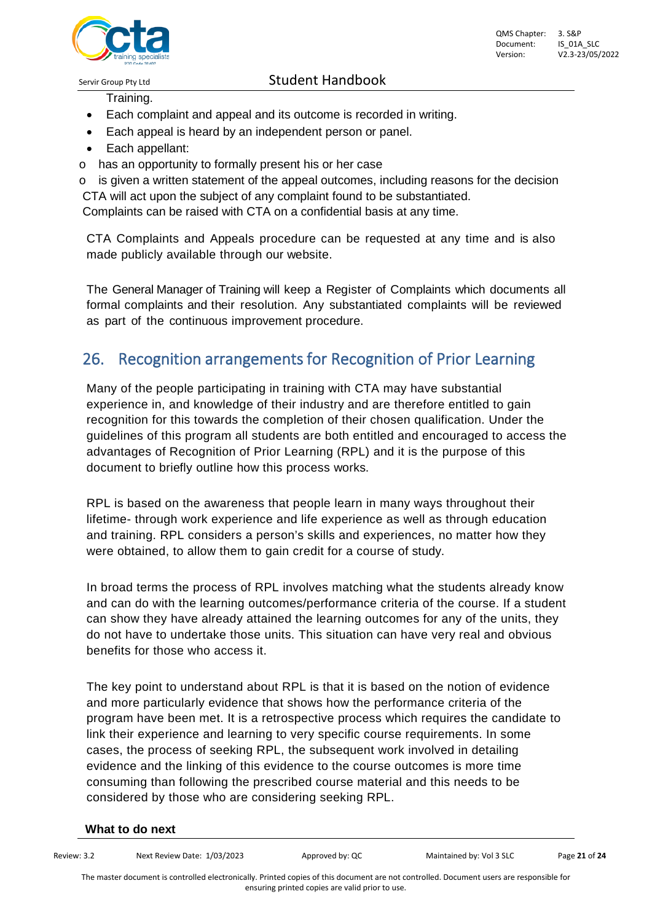Training.

- Each complaint and appeal and its outcome is recorded in writing.
- Each appeal is heard by an independent person or panel.
- Each appellant:
  - has an opportunity to formally present his or her case
  - is given a written statement of the appeal outcomes, including reasons for the decision

CTA will act upon the subject of any complaint found to be substantiated.

Complaints can be raised with CTA on a confidential basis at any time.

CTA Complaints and Appeals procedure can be requested at any time and is also made publicly available through our website.

The General Manager of Training will keep a Register of Complaints which documents all formal complaints and their resolution. Any substantiated complaints will be reviewed as part of the continuous improvement procedure.

## 26. Recognition arrangements for Recognition of Prior Learning

Many of the people participating in training with CTA may have substantial experience in, and knowledge of their industry and are therefore entitled to gain recognition for this towards the completion of their chosen qualification. Under the guidelines of this program all students are both entitled and encouraged to access the advantages of Recognition of Prior Learning (RPL) and it is the purpose of this document to briefly outline how this process works.

RPL is based on the awareness that people learn in many ways throughout their lifetime- through work experience and life experience as well as through education and training. RPL considers a person's skills and experiences, no matter how they were obtained, to allow them to gain credit for a course of study.

In broad terms the process of RPL involves matching what the students already know and can do with the learning outcomes/performance criteria of the course. If a student can show they have already attained the learning outcomes for any of the units, they do not have to undertake those units. This situation can have very real and obvious benefits for those who access it.

The key point to understand about RPL is that it is based on the notion of evidence and more particularly evidence that shows how the performance criteria of the program have been met. It is a retrospective process which requires the candidate to link their experience and learning to very specific course requirements. In some cases, the process of seeking RPL, the subsequent work involved in detailing evidence and the linking of this evidence to the course outcomes is more time consuming than following the prescribed course material and this needs to be considered by those who are considering seeking RPL.

**What to do next**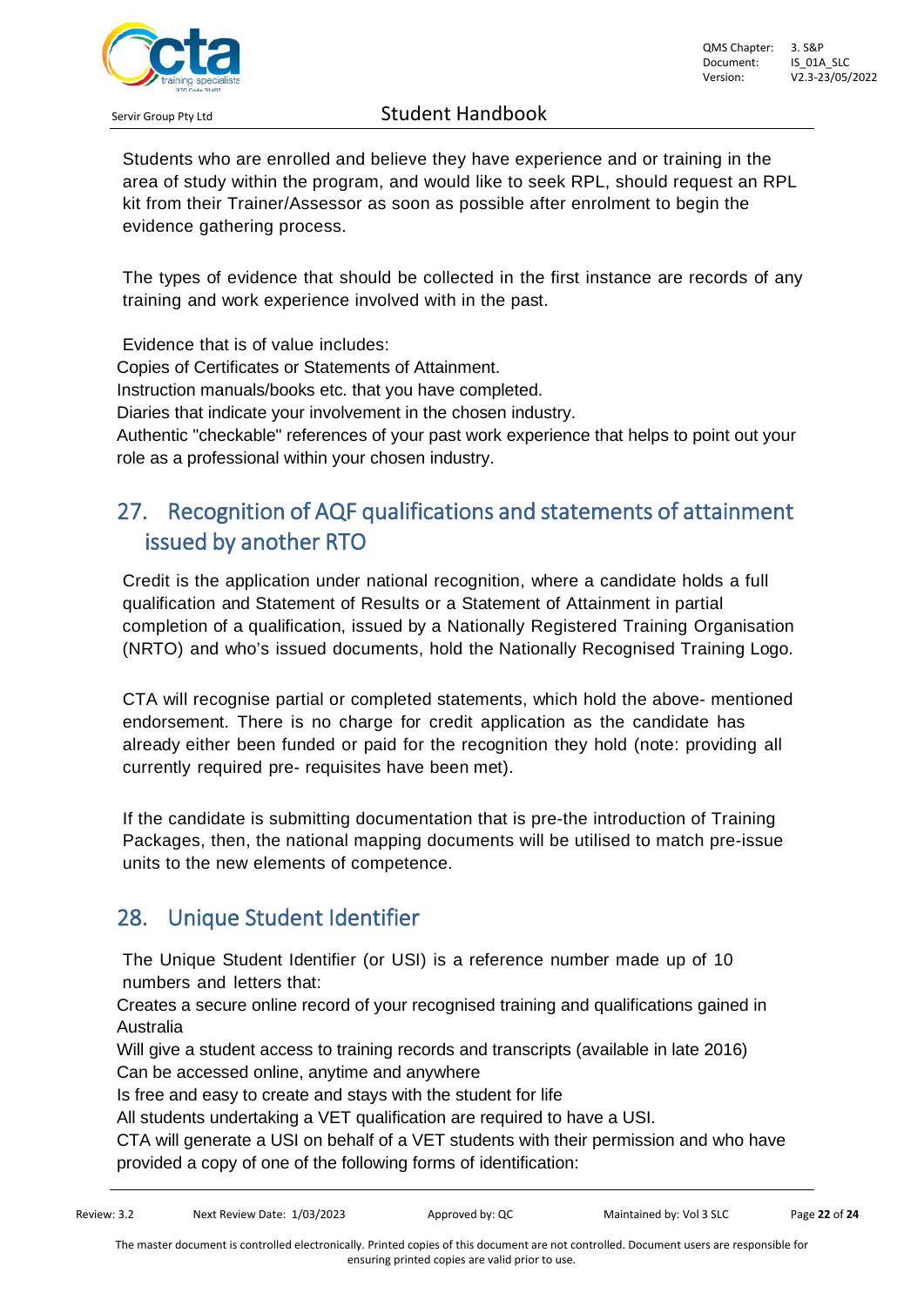Students who are enrolled and believe they have experience and or training in the area of study within the program, and would like to seek RPL, should request an RPL kit from their Trainer/Assessor as soon as possible after enrolment to begin the evidence gathering process.

The types of evidence that should be collected in the first instance are records of any training and work experience involved with in the past.

Evidence that is of value includes:

- Copies of Certificates or Statements of Attainment.
- Instruction manuals/books etc. that you have completed.
- Diaries that indicate your involvement in the chosen industry.
- Authentic "checkable" references of your past work experience that helps to point out your role as a professional within your chosen industry.

## 27. Recognition of AQF qualifications and statements of attainment issued by another RTO

Credit is the application under national recognition, where a candidate holds a full qualification and Statement of Results or a Statement of Attainment in partial completion of a qualification, issued by a Nationally Registered Training Organisation (NRTO) and who's issued documents, hold the Nationally Recognised Training Logo.

CTA will recognise partial or completed statements, which hold the above- mentioned endorsement. There is no charge for credit application as the candidate has already either been funded or paid for the recognition they hold (note: providing all currently required pre- requisites have been met).

If the candidate is submitting documentation that is pre-the introduction of Training Packages, then, the national mapping documents will be utilised to match pre-issue units to the new elements of competence.

## 28. Unique Student Identifier

The Unique Student Identifier (or USI) is a reference number made up of 10 numbers and letters that:

- Creates a secure online record of your recognised training and qualifications gained in Australia
- Will give a student access to training records and transcripts (available in late 2016)
- Can be accessed online, anytime and anywhere
- Is free and easy to create and stays with the student for life
- All students undertaking a VET qualification are required to have a USI.
- CTA will generate a USI on behalf of a VET students with their permission and who have provided a copy of one of the following forms of identification: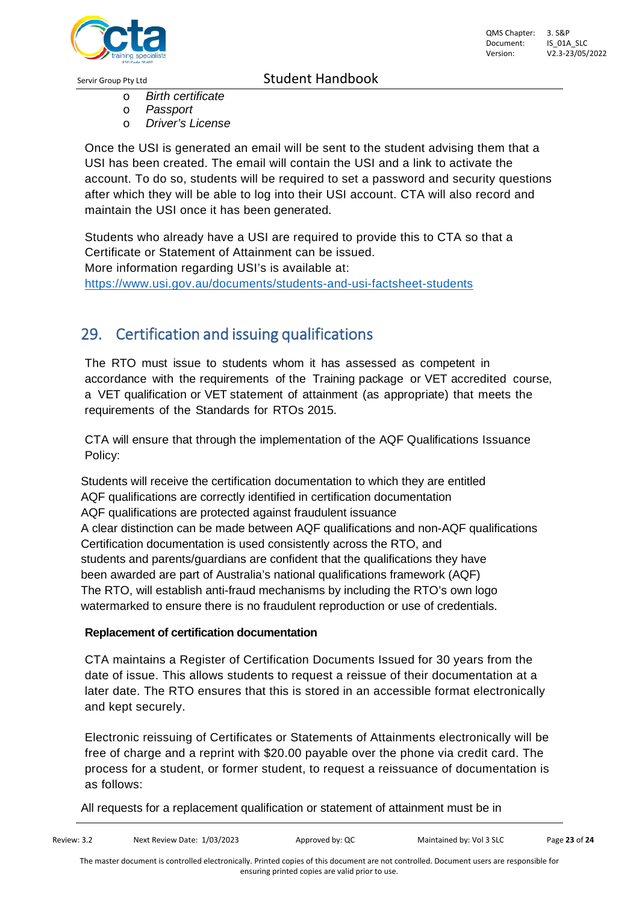- *Birth certificate*
- *Passport*
- *Driver's License*

Once the USI is generated an email will be sent to the student advising them that a USI has been created. The email will contain the USI and a link to activate the account. To do so, students will be required to set a password and security questions after which they will be able to log into their USI account. CTA will also record and maintain the USI once it has been generated.

Students who already have a USI are required to provide this to CTA so that a Certificate or Statement of Attainment can be issued.
More information regarding USI's is available at:
https://www.usi.gov.au/documents/students-and-usi-factsheet-students

## 29. Certification and issuing qualifications

The RTO must issue to students whom it has assessed as competent in accordance with the requirements of the Training package or VET accredited course, a VET qualification or VET statement of attainment (as appropriate) that meets the requirements of the Standards for RTOs 2015.

CTA will ensure that through the implementation of the AQF Qualifications Issuance Policy:

Students will receive the certification documentation to which they are entitled
AQF qualifications are correctly identified in certification documentation
AQF qualifications are protected against fraudulent issuance
A clear distinction can be made between AQF qualifications and non-AQF qualifications
Certification documentation is used consistently across the RTO, and
students and parents/guardians are confident that the qualifications they have been awarded are part of Australia's national qualifications framework (AQF)
The RTO, will establish anti-fraud mechanisms by including the RTO's own logo watermarked to ensure there is no fraudulent reproduction or use of credentials.

**Replacement of certification documentation**

CTA maintains a Register of Certification Documents Issued for 30 years from the date of issue. This allows students to request a reissue of their documentation at a later date. The RTO ensures that this is stored in an accessible format electronically and kept securely.

Electronic reissuing of Certificates or Statements of Attainments electronically will be free of charge and a reprint with $20.00 payable over the phone via credit card. The process for a student, or former student, to request a reissuance of documentation is as follows:

All requests for a replacement qualification or statement of attainment must be in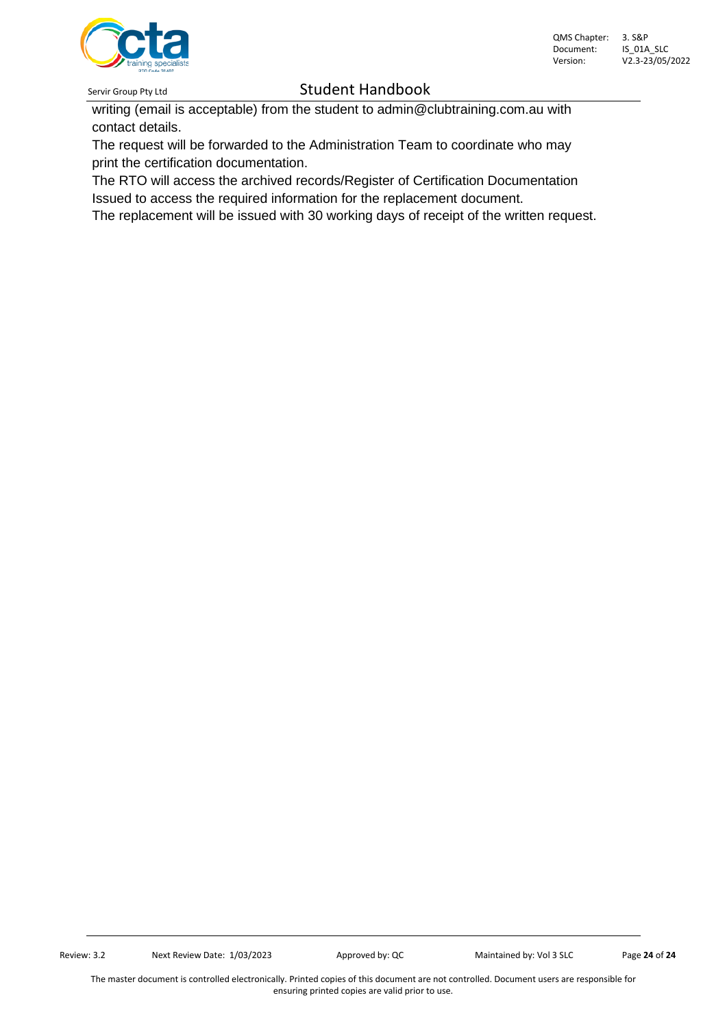writing (email is acceptable) from the student to admin@clubtraining.com.au with contact details.

The request will be forwarded to the Administration Team to coordinate who may print the certification documentation.

The RTO will access the archived records/Register of Certification Documentation Issued to access the required information for the replacement document.

The replacement will be issued with 30 working days of receipt of the written request.